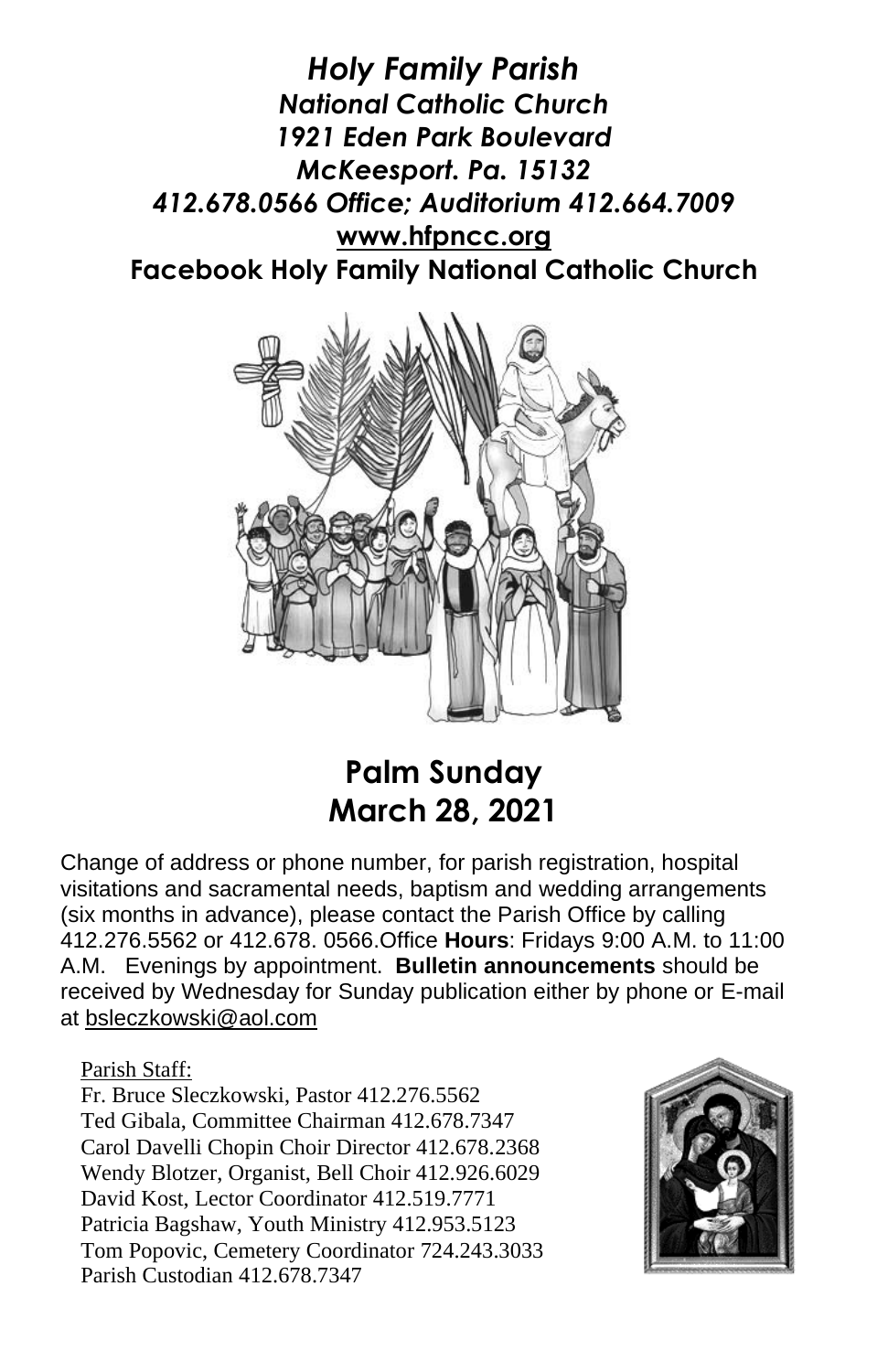# *Holy Family Parish*

***National Catholic Church***
***1921 Eden Park Boulevard***
***McKeesport. Pa. 15132***
***412.678.0566 Office; Auditorium 412.664.7009***
**www.hfpncc.org**
**Facebook Holy Family National Catholic Church**

## Palm Sunday
## March 28, 2021

Change of address or phone number, for parish registration, hospital visitations and sacramental needs, baptism and wedding arrangements (six months in advance), please contact the Parish Office by calling 412.276.5562 or 412.678. 0566.Office **Hours**: Fridays 9:00 A.M. to 11:00 A.M. Evenings by appointment. **Bulletin announcements** should be received by Wednesday for Sunday publication either by phone or E-mail at bsleczkowski@aol.com

Parish Staff:

Fr. Bruce Sleczkowski, Pastor 412.276.5562
Ted Gibala, Committee Chairman 412.678.7347
Carol Davelli Chopin Choir Director 412.678.2368
Wendy Blotzer, Organist, Bell Choir 412.926.6029
David Kost, Lector Coordinator 412.519.7771
Patricia Bagshaw, Youth Ministry 412.953.5123
Tom Popovic, Cemetery Coordinator 724.243.3033
Parish Custodian 412.678.7347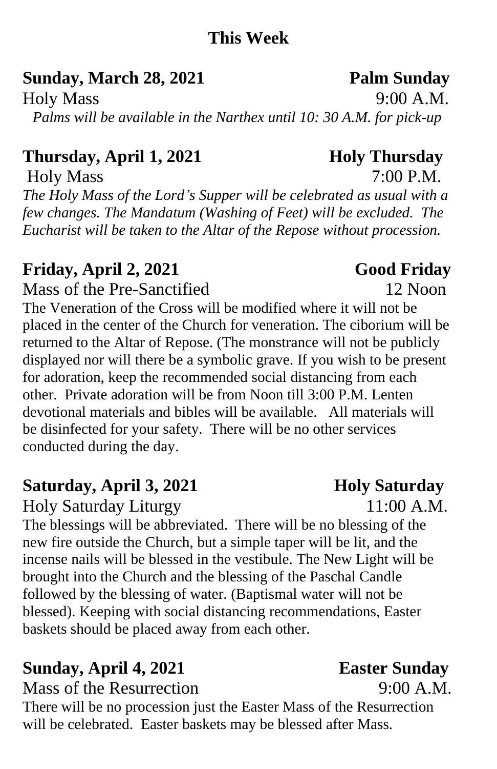# This Week

**Sunday, March 28, 2021** **Palm Sunday**

Holy Mass 9:00 A.M.

*Palms will be available in the Narthex until 10: 30 A.M. for pick-up*

**Thursday, April 1, 2021** **Holy Thursday**

Holy Mass 7:00 P.M.

*The Holy Mass of the Lord's Supper will be celebrated as usual with a few changes. The Mandatum (Washing of Feet) will be excluded. The Eucharist will be taken to the Altar of the Repose without procession.*

**Friday, April 2, 2021** **Good Friday**

Mass of the Pre-Sanctified 12 Noon

The Veneration of the Cross will be modified where it will not be placed in the center of the Church for veneration. The ciborium will be returned to the Altar of Repose. (The monstrance will not be publicly displayed nor will there be a symbolic grave. If you wish to be present for adoration, keep the recommended social distancing from each other. Private adoration will be from Noon till 3:00 P.M. Lenten devotional materials and bibles will be available. All materials will be disinfected for your safety. There will be no other services conducted during the day.

**Saturday, April 3, 2021** **Holy Saturday**

Holy Saturday Liturgy 11:00 A.M.

The blessings will be abbreviated. There will be no blessing of the new fire outside the Church, but a simple taper will be lit, and the incense nails will be blessed in the vestibule. The New Light will be brought into the Church and the blessing of the Paschal Candle followed by the blessing of water. (Baptismal water will not be blessed). Keeping with social distancing recommendations, Easter baskets should be placed away from each other.

**Sunday, April 4, 2021** **Easter Sunday**

Mass of the Resurrection 9:00 A.M.

There will be no procession just the Easter Mass of the Resurrection will be celebrated. Easter baskets may be blessed after Mass.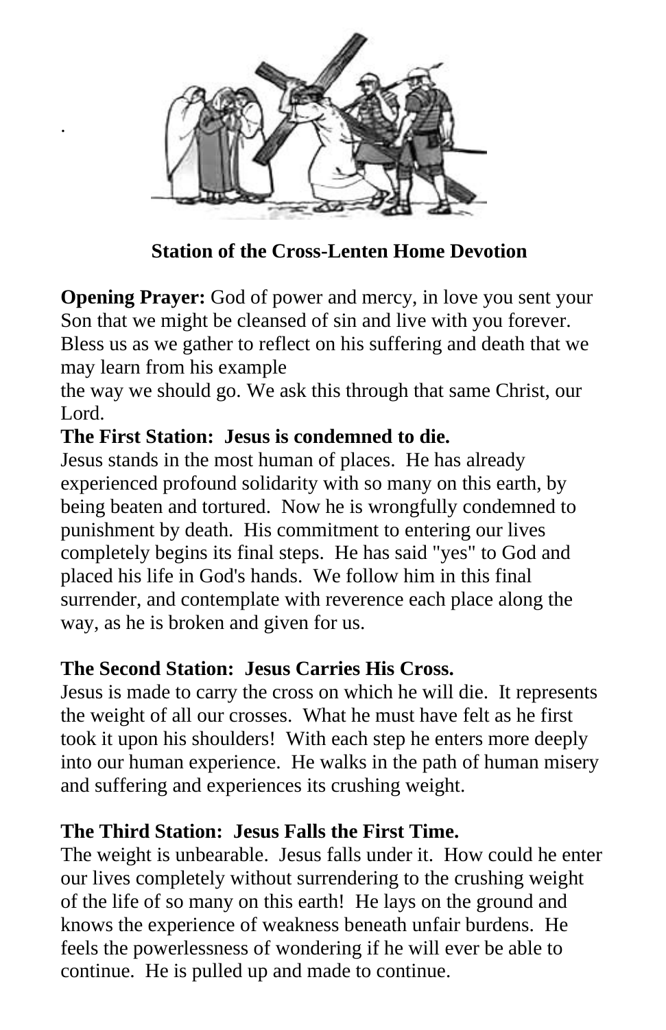.

**Station of the Cross-Lenten Home Devotion**

**Opening Prayer:** God of power and mercy, in love you sent your Son that we might be cleansed of sin and live with you forever. Bless us as we gather to reflect on his suffering and death that we may learn from his example
the way we should go. We ask this through that same Christ, our Lord.

**The First Station: Jesus is condemned to die.**

Jesus stands in the most human of places. He has already experienced profound solidarity with so many on this earth, by being beaten and tortured. Now he is wrongfully condemned to punishment by death. His commitment to entering our lives completely begins its final steps. He has said "yes" to God and placed his life in God's hands. We follow him in this final surrender, and contemplate with reverence each place along the way, as he is broken and given for us.

**The Second Station: Jesus Carries His Cross.**

Jesus is made to carry the cross on which he will die. It represents the weight of all our crosses. What he must have felt as he first took it upon his shoulders! With each step he enters more deeply into our human experience. He walks in the path of human misery and suffering and experiences its crushing weight.

**The Third Station: Jesus Falls the First Time.**

The weight is unbearable. Jesus falls under it. How could he enter our lives completely without surrendering to the crushing weight of the life of so many on this earth! He lays on the ground and knows the experience of weakness beneath unfair burdens. He feels the powerlessness of wondering if he will ever be able to continue. He is pulled up and made to continue.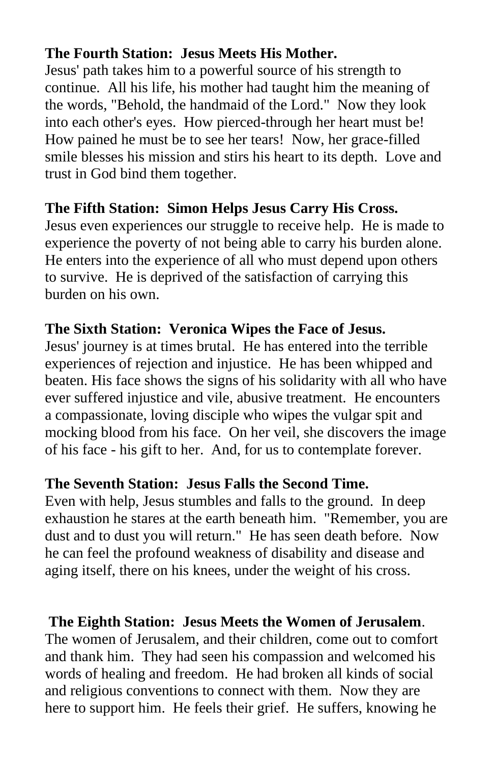**The Fourth Station: Jesus Meets His Mother.**
Jesus' path takes him to a powerful source of his strength to continue. All his life, his mother had taught him the meaning of the words, "Behold, the handmaid of the Lord." Now they look into each other's eyes. How pierced-through her heart must be! How pained he must be to see her tears! Now, her grace-filled smile blesses his mission and stirs his heart to its depth. Love and trust in God bind them together.

**The Fifth Station: Simon Helps Jesus Carry His Cross.**
Jesus even experiences our struggle to receive help. He is made to experience the poverty of not being able to carry his burden alone. He enters into the experience of all who must depend upon others to survive. He is deprived of the satisfaction of carrying this burden on his own.

**The Sixth Station: Veronica Wipes the Face of Jesus.**
Jesus' journey is at times brutal. He has entered into the terrible experiences of rejection and injustice. He has been whipped and beaten. His face shows the signs of his solidarity with all who have ever suffered injustice and vile, abusive treatment. He encounters a compassionate, loving disciple who wipes the vulgar spit and mocking blood from his face. On her veil, she discovers the image of his face - his gift to her. And, for us to contemplate forever.

**The Seventh Station: Jesus Falls the Second Time.**
Even with help, Jesus stumbles and falls to the ground. In deep exhaustion he stares at the earth beneath him. "Remember, you are dust and to dust you will return." He has seen death before. Now he can feel the profound weakness of disability and disease and aging itself, there on his knees, under the weight of his cross.

**The Eighth Station: Jesus Meets the Women of Jerusalem**.
The women of Jerusalem, and their children, come out to comfort and thank him. They had seen his compassion and welcomed his words of healing and freedom. He had broken all kinds of social and religious conventions to connect with them. Now they are here to support him. He feels their grief. He suffers, knowing he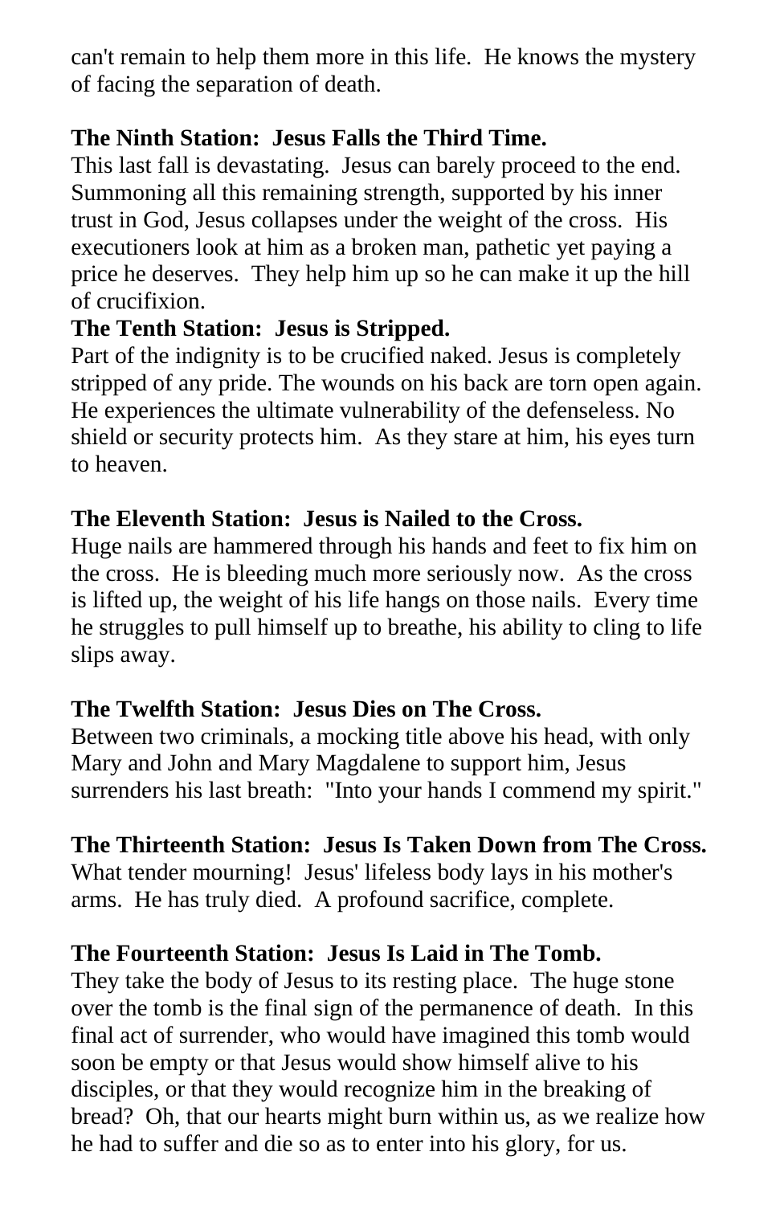can't remain to help them more in this life.  He knows the mystery of facing the separation of death.

**The Ninth Station:  Jesus Falls the Third Time.**

This last fall is devastating.  Jesus can barely proceed to the end. Summoning all this remaining strength, supported by his inner trust in God, Jesus collapses under the weight of the cross.  His executioners look at him as a broken man, pathetic yet paying a price he deserves.  They help him up so he can make it up the hill of crucifixion.

**The Tenth Station:  Jesus is Stripped.**

Part of the indignity is to be crucified naked. Jesus is completely stripped of any pride. The wounds on his back are torn open again. He experiences the ultimate vulnerability of the defenseless. No shield or security protects him.  As they stare at him, his eyes turn to heaven.

**The Eleventh Station:  Jesus is Nailed to the Cross.**

Huge nails are hammered through his hands and feet to fix him on the cross.  He is bleeding much more seriously now.  As the cross is lifted up, the weight of his life hangs on those nails.  Every time he struggles to pull himself up to breathe, his ability to cling to life slips away.

**The Twelfth Station:  Jesus Dies on The Cross.**

Between two criminals, a mocking title above his head, with only Mary and John and Mary Magdalene to support him, Jesus surrenders his last breath:  "Into your hands I commend my spirit."

**The Thirteenth Station:  Jesus Is Taken Down from The Cross.**

What tender mourning!  Jesus' lifeless body lays in his mother's arms.  He has truly died.  A profound sacrifice, complete.

**The Fourteenth Station:  Jesus Is Laid in The Tomb.**

They take the body of Jesus to its resting place.  The huge stone over the tomb is the final sign of the permanence of death.  In this final act of surrender, who would have imagined this tomb would soon be empty or that Jesus would show himself alive to his disciples, or that they would recognize him in the breaking of bread?  Oh, that our hearts might burn within us, as we realize how he had to suffer and die so as to enter into his glory, for us.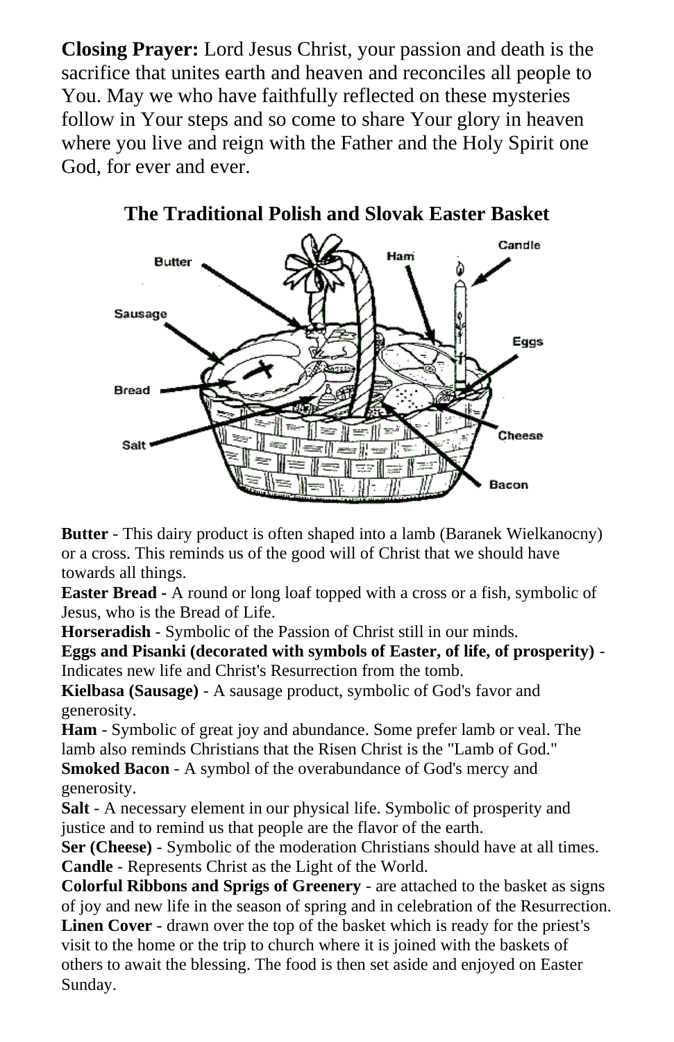**Closing Prayer:** Lord Jesus Christ, your passion and death is the sacrifice that unites earth and heaven and reconciles all people to You. May we who have faithfully reflected on these mysteries follow in Your steps and so come to share Your glory in heaven where you live and reign with the Father and the Holy Spirit one God, for ever and ever.

## The Traditional Polish and Slovak Easter Basket

Butter
Ham
Candle
Sausage
Eggs
Bread
Salt
Cheese
Bacon

**Butter** - This dairy product is often shaped into a lamb (Baranek Wielkanocny) or a cross. This reminds us of the good will of Christ that we should have towards all things.

**Easter Bread** - A round or long loaf topped with a cross or a fish, symbolic of Jesus, who is the Bread of Life.

**Horseradish** - Symbolic of the Passion of Christ still in our minds.

**Eggs and Pisanki (decorated with symbols of Easter, of life, of prosperity)** - Indicates new life and Christ's Resurrection from the tomb.

**Kielbasa (Sausage)** - A sausage product, symbolic of God's favor and generosity.

**Ham** - Symbolic of great joy and abundance. Some prefer lamb or veal. The lamb also reminds Christians that the Risen Christ is the "Lamb of God."

**Smoked Bacon** - A symbol of the overabundance of God's mercy and generosity.

**Salt** - A necessary element in our physical life. Symbolic of prosperity and justice and to remind us that people are the flavor of the earth.

**Ser (Cheese)** - Symbolic of the moderation Christians should have at all times.

**Candle** - Represents Christ as the Light of the World.

**Colorful Ribbons and Sprigs of Greenery** - are attached to the basket as signs of joy and new life in the season of spring and in celebration of the Resurrection.

**Linen Cover** - drawn over the top of the basket which is ready for the priest's visit to the home or the trip to church where it is joined with the baskets of others to await the blessing. The food is then set aside and enjoyed on Easter Sunday.